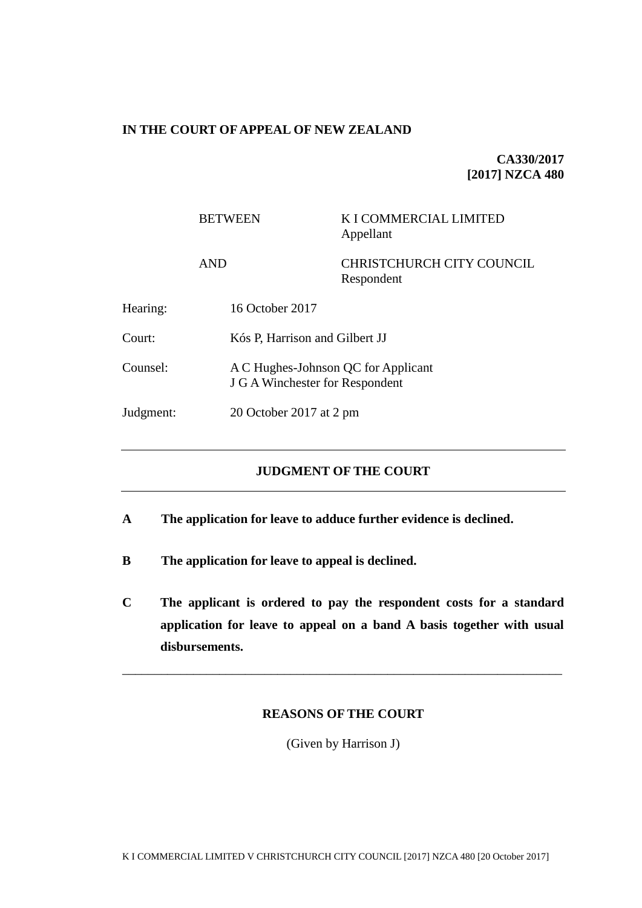**IN THE COURT OF APPEAL OF NEW ZEALAND**

**CA330/2017**
**[2017] NZCA 480**

| | | |
|---|---|---|
| BETWEEN | K I COMMERCIAL LIMITED<br>Appellant | |
| AND | CHRISTCHURCH CITY COUNCIL<br>Respondent | |

| | |
|---|---|
| Hearing: | 16 October 2017 |
| Court: | Kós P, Harrison and Gilbert JJ |
| Counsel: | A C Hughes-Johnson QC for Applicant<br>J G A Winchester for Respondent |
| Judgment: | 20 October 2017 at 2 pm |

---

## JUDGMENT OF THE COURT

---

**A The application for leave to adduce further evidence is declined.**

**B The application for leave to appeal is declined.**

**C The applicant is ordered to pay the respondent costs for a standard application for leave to appeal on a band A basis together with usual disbursements.**

---

## REASONS OF THE COURT

(Given by Harrison J)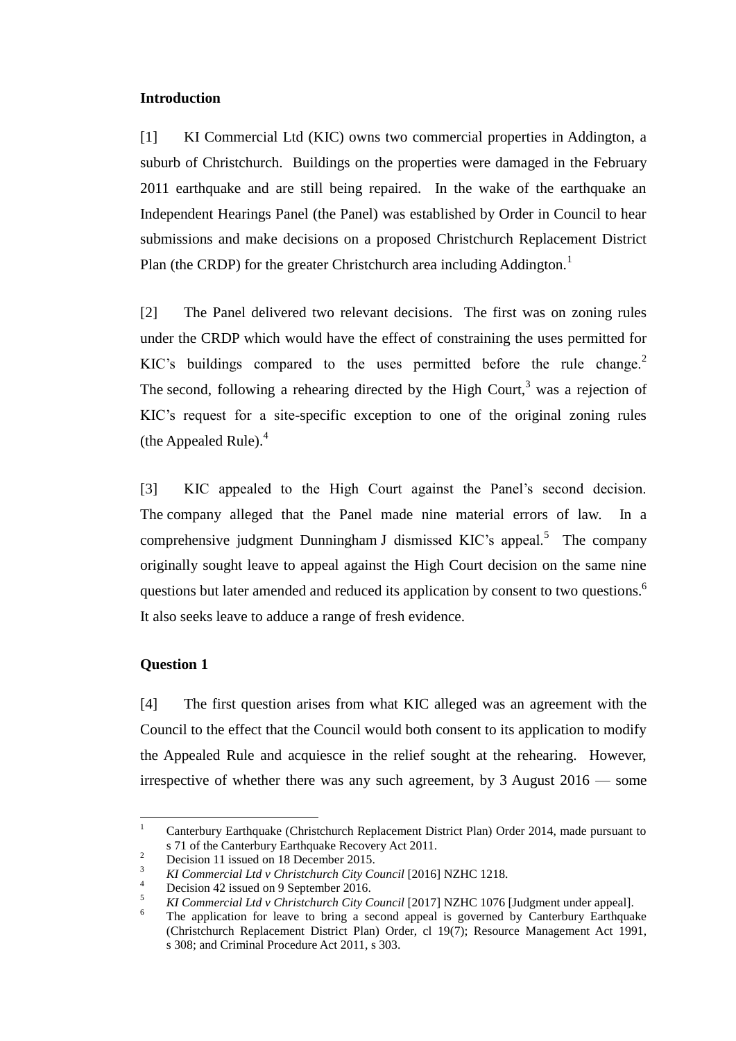## Introduction

[1] KI Commercial Ltd (KIC) owns two commercial properties in Addington, a suburb of Christchurch. Buildings on the properties were damaged in the February 2011 earthquake and are still being repaired. In the wake of the earthquake an Independent Hearings Panel (the Panel) was established by Order in Council to hear submissions and make decisions on a proposed Christchurch Replacement District Plan (the CRDP) for the greater Christchurch area including Addington.[1]

[2] The Panel delivered two relevant decisions. The first was on zoning rules under the CRDP which would have the effect of constraining the uses permitted for KIC's buildings compared to the uses permitted before the rule change.[2] The second, following a rehearing directed by the High Court,[3] was a rejection of KIC's request for a site-specific exception to one of the original zoning rules (the Appealed Rule).[4]

[3] KIC appealed to the High Court against the Panel's second decision. The company alleged that the Panel made nine material errors of law. In a comprehensive judgment Dunningham J dismissed KIC's appeal.[5] The company originally sought leave to appeal against the High Court decision on the same nine questions but later amended and reduced its application by consent to two questions.[6] It also seeks leave to adduce a range of fresh evidence.

## Question 1

[4] The first question arises from what KIC alleged was an agreement with the Council to the effect that the Council would both consent to its application to modify the Appealed Rule and acquiesce in the relief sought at the rehearing. However, irrespective of whether there was any such agreement, by 3 August 2016 — some

---

[1] Canterbury Earthquake (Christchurch Replacement District Plan) Order 2014, made pursuant to s 71 of the Canterbury Earthquake Recovery Act 2011.

[2] Decision 11 issued on 18 December 2015.

[3] *KI Commercial Ltd v Christchurch City Council* [2016] NZHC 1218.

[4] Decision 42 issued on 9 September 2016.

[5] *KI Commercial Ltd v Christchurch City Council* [2017] NZHC 1076 [Judgment under appeal].

[6] The application for leave to bring a second appeal is governed by Canterbury Earthquake (Christchurch Replacement District Plan) Order, cl 19(7); Resource Management Act 1991, s 308; and Criminal Procedure Act 2011, s 303.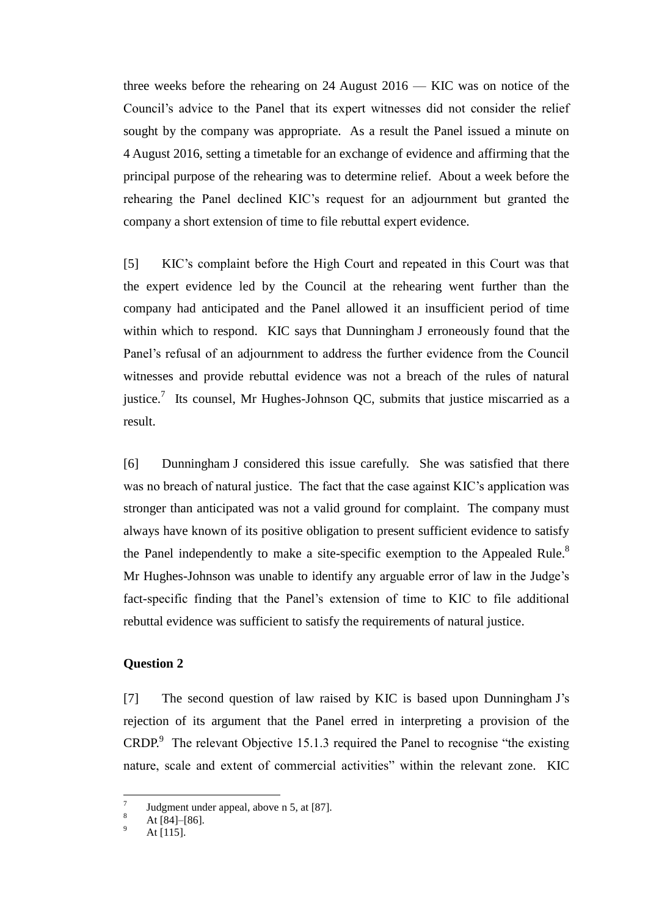three weeks before the rehearing on 24 August 2016 — KIC was on notice of the Council's advice to the Panel that its expert witnesses did not consider the relief sought by the company was appropriate. As a result the Panel issued a minute on 4 August 2016, setting a timetable for an exchange of evidence and affirming that the principal purpose of the rehearing was to determine relief. About a week before the rehearing the Panel declined KIC's request for an adjournment but granted the company a short extension of time to file rebuttal expert evidence.

[5] KIC's complaint before the High Court and repeated in this Court was that the expert evidence led by the Council at the rehearing went further than the company had anticipated and the Panel allowed it an insufficient period of time within which to respond. KIC says that Dunningham J erroneously found that the Panel's refusal of an adjournment to address the further evidence from the Council witnesses and provide rebuttal evidence was not a breach of the rules of natural justice.[7] Its counsel, Mr Hughes-Johnson QC, submits that justice miscarried as a result.

[6] Dunningham J considered this issue carefully. She was satisfied that there was no breach of natural justice. The fact that the case against KIC's application was stronger than anticipated was not a valid ground for complaint. The company must always have known of its positive obligation to present sufficient evidence to satisfy the Panel independently to make a site-specific exemption to the Appealed Rule.[8] Mr Hughes-Johnson was unable to identify any arguable error of law in the Judge's fact-specific finding that the Panel's extension of time to KIC to file additional rebuttal evidence was sufficient to satisfy the requirements of natural justice.

**Question 2**

[7] The second question of law raised by KIC is based upon Dunningham J's rejection of its argument that the Panel erred in interpreting a provision of the CRDP.[9] The relevant Objective 15.1.3 required the Panel to recognise "the existing nature, scale and extent of commercial activities" within the relevant zone. KIC

---

[7] Judgment under appeal, above n 5, at [87].

[8] At [84]–[86].

[9] At [115].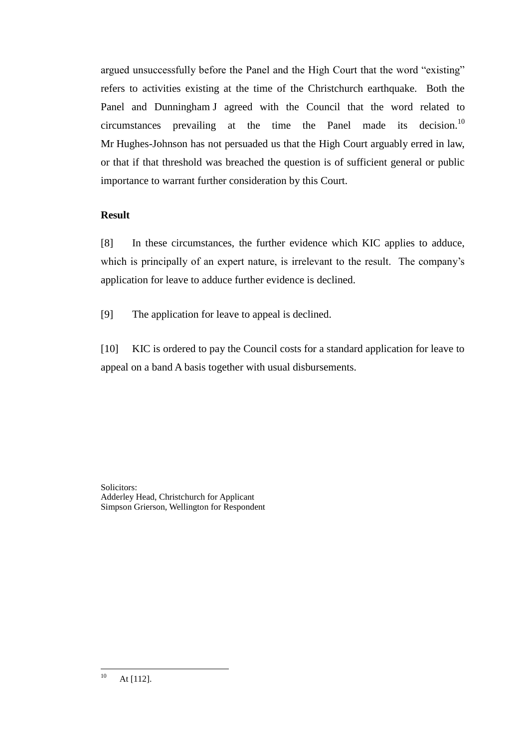argued unsuccessfully before the Panel and the High Court that the word "existing" refers to activities existing at the time of the Christchurch earthquake. Both the Panel and Dunningham J agreed with the Council that the word related to circumstances prevailing at the time the Panel made its decision.[10] Mr Hughes-Johnson has not persuaded us that the High Court arguably erred in law, or that if that threshold was breached the question is of sufficient general or public importance to warrant further consideration by this Court.

**Result**

[8] In these circumstances, the further evidence which KIC applies to adduce, which is principally of an expert nature, is irrelevant to the result. The company's application for leave to adduce further evidence is declined.

[9] The application for leave to appeal is declined.

[10] KIC is ordered to pay the Council costs for a standard application for leave to appeal on a band A basis together with usual disbursements.

Solicitors:
Adderley Head, Christchurch for Applicant
Simpson Grierson, Wellington for Respondent

[10] At [112].